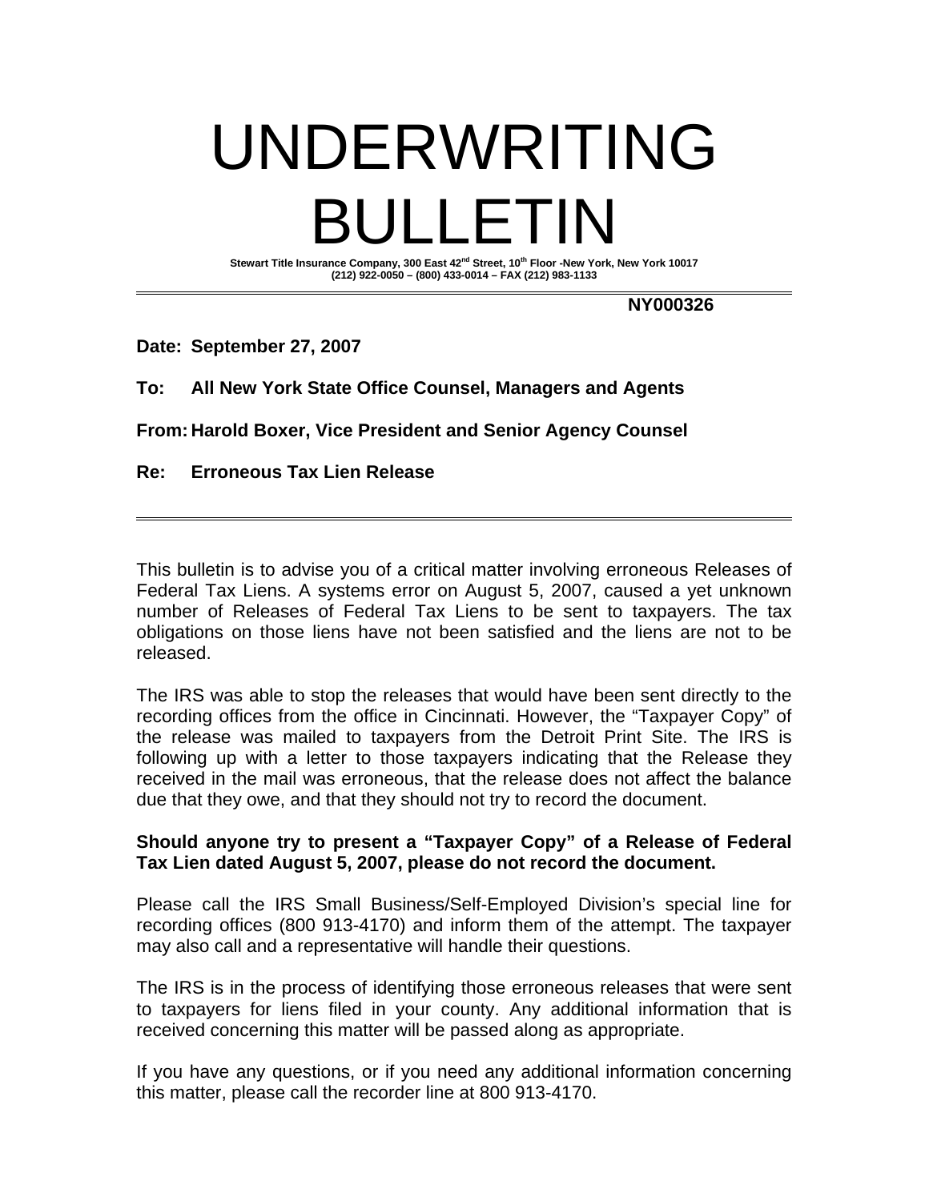# UNDERWRITING BULLETIN

**Stewart Title Insurance Company, 300 East 42nd Street, 10th Floor -New York, New York 10017**
**(212) 922-0050 – (800) 433-0014 – FAX (212) 983-1133**

---

**NY000326**

**Date: September 27, 2007**

**To: All New York State Office Counsel, Managers and Agents**

**From: Harold Boxer, Vice President and Senior Agency Counsel**

**Re: Erroneous Tax Lien Release**

---

This bulletin is to advise you of a critical matter involving erroneous Releases of Federal Tax Liens. A systems error on August 5, 2007, caused a yet unknown number of Releases of Federal Tax Liens to be sent to taxpayers. The tax obligations on those liens have not been satisfied and the liens are not to be released.

The IRS was able to stop the releases that would have been sent directly to the recording offices from the office in Cincinnati. However, the "Taxpayer Copy" of the release was mailed to taxpayers from the Detroit Print Site. The IRS is following up with a letter to those taxpayers indicating that the Release they received in the mail was erroneous, that the release does not affect the balance due that they owe, and that they should not try to record the document.

**Should anyone try to present a "Taxpayer Copy" of a Release of Federal Tax Lien dated August 5, 2007, please do not record the document.**

Please call the IRS Small Business/Self-Employed Division's special line for recording offices (800 913-4170) and inform them of the attempt. The taxpayer may also call and a representative will handle their questions.

The IRS is in the process of identifying those erroneous releases that were sent to taxpayers for liens filed in your county. Any additional information that is received concerning this matter will be passed along as appropriate.

If you have any questions, or if you need any additional information concerning this matter, please call the recorder line at 800 913-4170.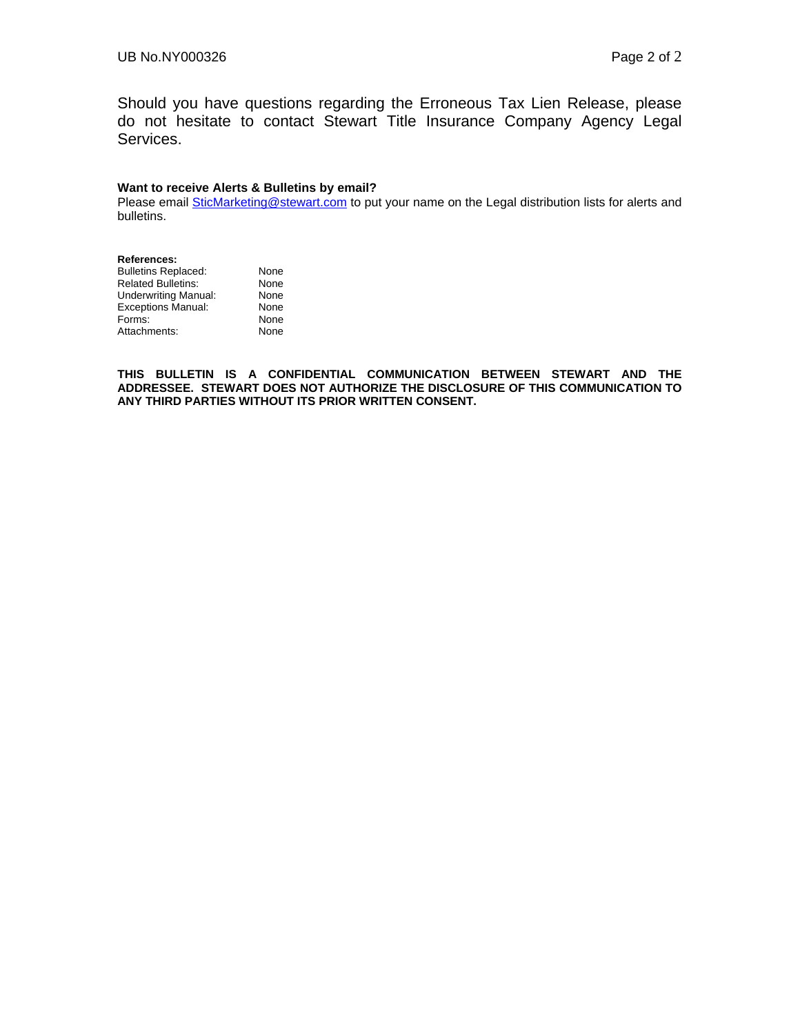Should you have questions regarding the Erroneous Tax Lien Release, please do not hesitate to contact Stewart Title Insurance Company Agency Legal Services.

**Want to receive Alerts & Bulletins by email?**
Please email StícMarketing@stewart.com to put your name on the Legal distribution lists for alerts and bulletins.

**References:**

| | |
|---|---|
| Bulletins Replaced: | None |
| Related Bulletins: | None |
| Underwriting Manual: | None |
| Exceptions Manual: | None |
| Forms: | None |
| Attachments: | None |

**THIS BULLETIN IS A CONFIDENTIAL COMMUNICATION BETWEEN STEWART AND THE ADDRESSEE. STEWART DOES NOT AUTHORIZE THE DISCLOSURE OF THIS COMMUNICATION TO ANY THIRD PARTIES WITHOUT ITS PRIOR WRITTEN CONSENT.**